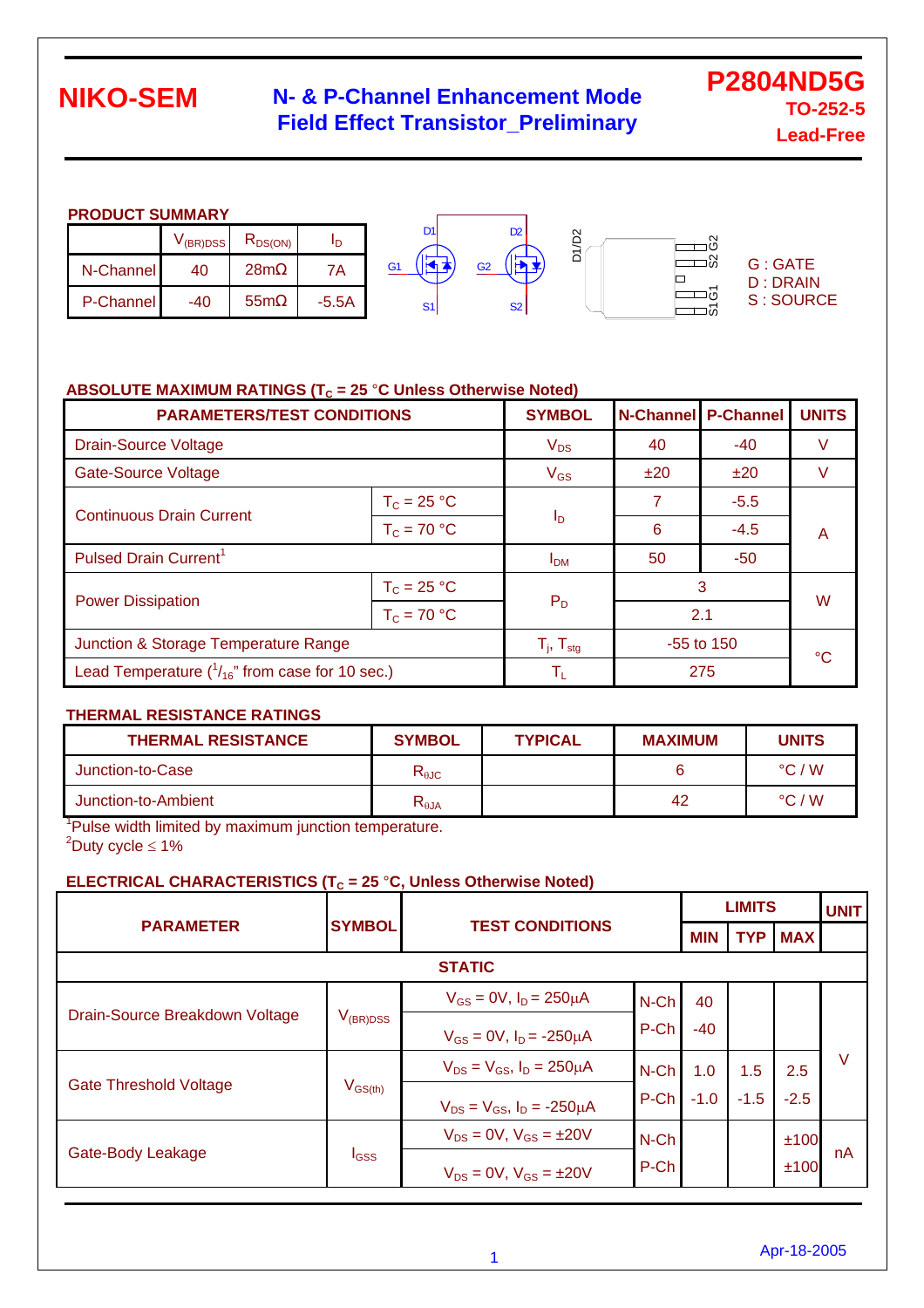# NIKO-SEM

## N- & P-Channel Enhancement Mode Field Effect Transistor_Preliminary

**P2804ND5G**
**TO-252-5**
**Lead-Free**

### PRODUCT SUMMARY

| | $V_{(BR)DSS}$ | $R_{DS(ON)}$ | $I_D$ |
|---|---|---|---|
| N-Channel | 40 | 28mΩ | 7A |
| P-Channel | -40 | 55mΩ | -5.5A |

G : GATE
D : DRAIN
S : SOURCE

### ABSOLUTE MAXIMUM RATINGS ($T_C$ = 25 °C Unless Otherwise Noted)

| PARAMETERS/TEST CONDITIONS | | SYMBOL | N-Channel | P-Channel | UNITS |
|---|---|---|---|---|---|
| Drain-Source Voltage | | $V_{DS}$ | 40 | -40 | V |
| Gate-Source Voltage | | $V_{GS}$ | ±20 | ±20 | V |
| Continuous Drain Current | $T_C$ = 25 °C | $I_D$ | 7 | -5.5 | A |
| | $T_C$ = 70 °C | | 6 | -4.5 | |
| Pulsed Drain Current[1] | | $I_{DM}$ | 50 | -50 | |
| Power Dissipation | $T_C$ = 25 °C | $P_D$ | 3 | | W |
| | $T_C$ = 70 °C | | 2.1 | | |
| Junction & Storage Temperature Range | | $T_j$, $T_{stg}$ | -55 to 150 | | °C |
| Lead Temperature ($^1/_{16}$" from case for 10 sec.) | | $T_L$ | 275 | | |

### THERMAL RESISTANCE RATINGS

| THERMAL RESISTANCE | SYMBOL | TYPICAL | MAXIMUM | UNITS |
|---|---|---|---|---|
| Junction-to-Case | $R_{\theta JC}$ | | 6 | °C / W |
| Junction-to-Ambient | $R_{\theta JA}$ | | 42 | °C / W |

[1]Pulse width limited by maximum junction temperature.
[2]Duty cycle ≤ 1%

### ELECTRICAL CHARACTERISTICS ($T_C$ = 25 °C, Unless Otherwise Noted)

| PARAMETER | SYMBOL | TEST CONDITIONS | | MIN | TYP | MAX | UNIT |
|---|---|---|---|---|---|---|---|
| **STATIC** | | | | | | | |
| Drain-Source Breakdown Voltage | $V_{(BR)DSS}$ | $V_{GS}$ = 0V, $I_D$ = 250μA | N-Ch | 40 | | | V |
| | | $V_{GS}$ = 0V, $I_D$ = -250μA | P-Ch | -40 | | | |
| Gate Threshold Voltage | $V_{GS(th)}$ | $V_{DS}$ = $V_{GS}$, $I_D$ = 250μA | N-Ch | 1.0 | 1.5 | 2.5 | |
| | | $V_{DS}$ = $V_{GS}$, $I_D$ = -250μA | P-Ch | -1.0 | -1.5 | -2.5 | |
| Gate-Body Leakage | $I_{GSS}$ | $V_{DS}$ = 0V, $V_{GS}$ = ±20V | N-Ch | | | ±100 | nA |
| | | $V_{DS}$ = 0V, $V_{GS}$ = ±20V | P-Ch | | | ±100 | |

Apr-18-2005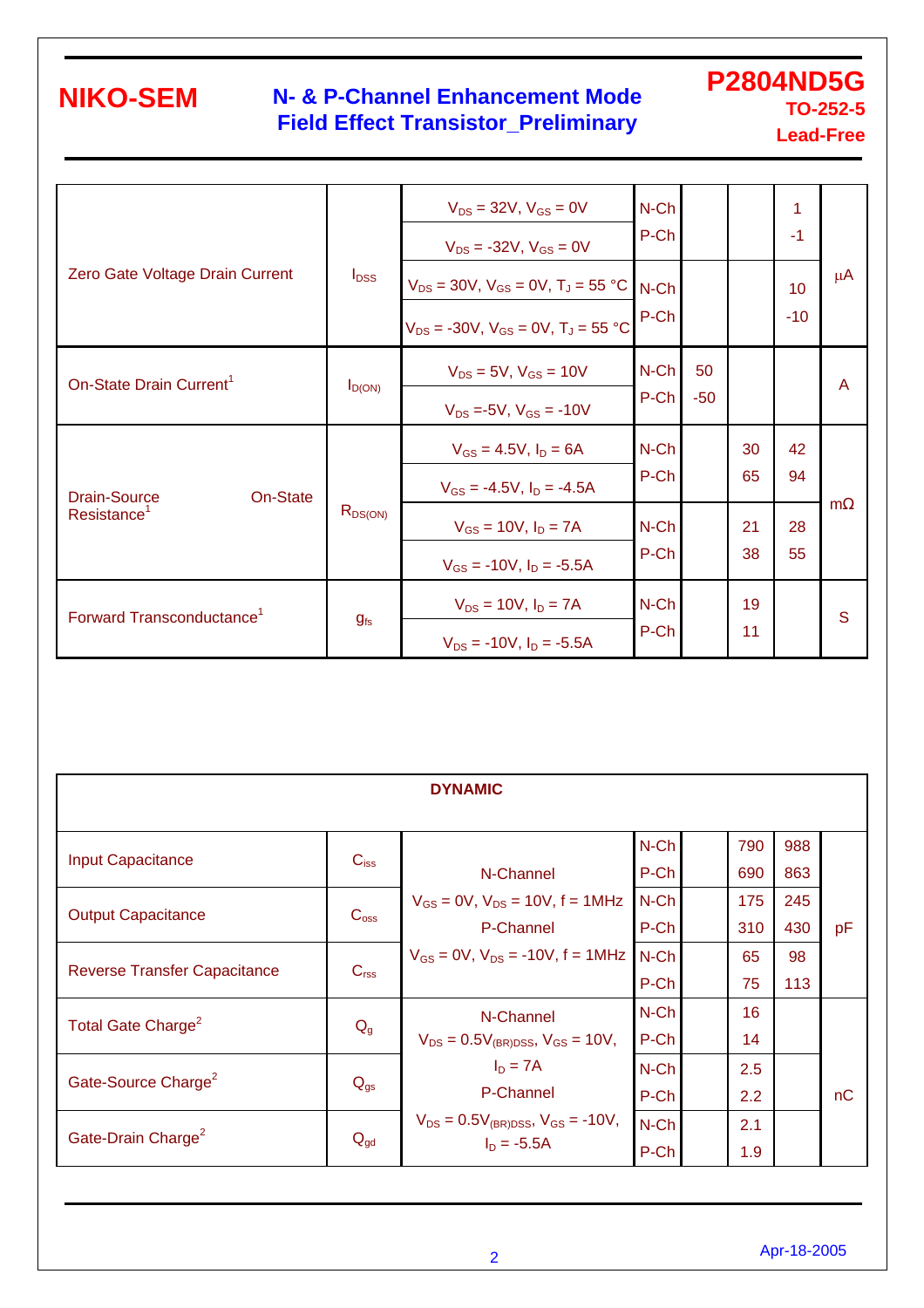| Parameter | Symbol | Test Conditions | Channel | Min | Typ | Max | Unit |
|---|---|---|---|---|---|---|---|
| Zero Gate Voltage Drain Current | $I_{DSS}$ | $V_{DS}$ = 32V, $V_{GS}$ = 0V | N-Ch | | | 1 | μA |
| | | $V_{DS}$ = -32V, $V_{GS}$ = 0V | P-Ch | | | -1 | |
| | | $V_{DS}$ = 30V, $V_{GS}$ = 0V, $T_J$ = 55 °C | N-Ch | | | 10 | |
| | | $V_{DS}$ = -30V, $V_{GS}$ = 0V, $T_J$ = 55 °C | P-Ch | | | -10 | |
| On-State Drain Current[1] | $I_{D(ON)}$ | $V_{DS}$ = 5V, $V_{GS}$ = 10V | N-Ch | 50 | | | A |
| | | $V_{DS}$ =-5V, $V_{GS}$ = -10V | P-Ch | -50 | | | |
| Drain-Source On-State Resistance[1] | $R_{DS(ON)}$ | $V_{GS}$ = 4.5V, $I_D$ = 6A | N-Ch | | 30 | 42 | mΩ |
| | | $V_{GS}$ = -4.5V, $I_D$ = -4.5A | P-Ch | | 65 | 94 | |
| | | $V_{GS}$ = 10V, $I_D$ = 7A | N-Ch | | 21 | 28 | |
| | | $V_{GS}$ = -10V, $I_D$ = -5.5A | P-Ch | | 38 | 55 | |
| Forward Transconductance[1] | $g_{fs}$ | $V_{DS}$ = 10V, $I_D$ = 7A | N-Ch | | 19 | | S |
| | | $V_{DS}$ = -10V, $I_D$ = -5.5A | P-Ch | | 11 | | |

| DYNAMIC | | | | | | | |
|---|---|---|---|---|---|---|---|
| Input Capacitance | $C_{iss}$ | N-Channel $V_{GS}$ = 0V, $V_{DS}$ = 10V, f = 1MHz P-Channel $V_{GS}$ = 0V, $V_{DS}$ = -10V, f = 1MHz | N-Ch | | 790 | 988 | pF |
| | | | P-Ch | | 690 | 863 | |
| Output Capacitance | $C_{oss}$ | | N-Ch | | 175 | 245 | |
| | | | P-Ch | | 310 | 430 | |
| Reverse Transfer Capacitance | $C_{rss}$ | | N-Ch | | 65 | 98 | |
| | | | P-Ch | | 75 | 113 | |
| Total Gate Charge[2] | $Q_g$ | N-Channel $V_{DS}$ = 0.5$V_{(BR)DSS}$, $V_{GS}$ = 10V, $I_D$ = 7A P-Channel $V_{DS}$ = 0.5$V_{(BR)DSS}$, $V_{GS}$ = -10V, $I_D$ = -5.5A | N-Ch | | 16 | | nC |
| | | | P-Ch | | 14 | | |
| Gate-Source Charge[2] | $Q_{gs}$ | | N-Ch | | 2.5 | | |
| | | | P-Ch | | 2.2 | | |
| Gate-Drain Charge[2] | $Q_{gd}$ | | N-Ch | | 2.1 | | |
| | | | P-Ch | | 1.9 | | |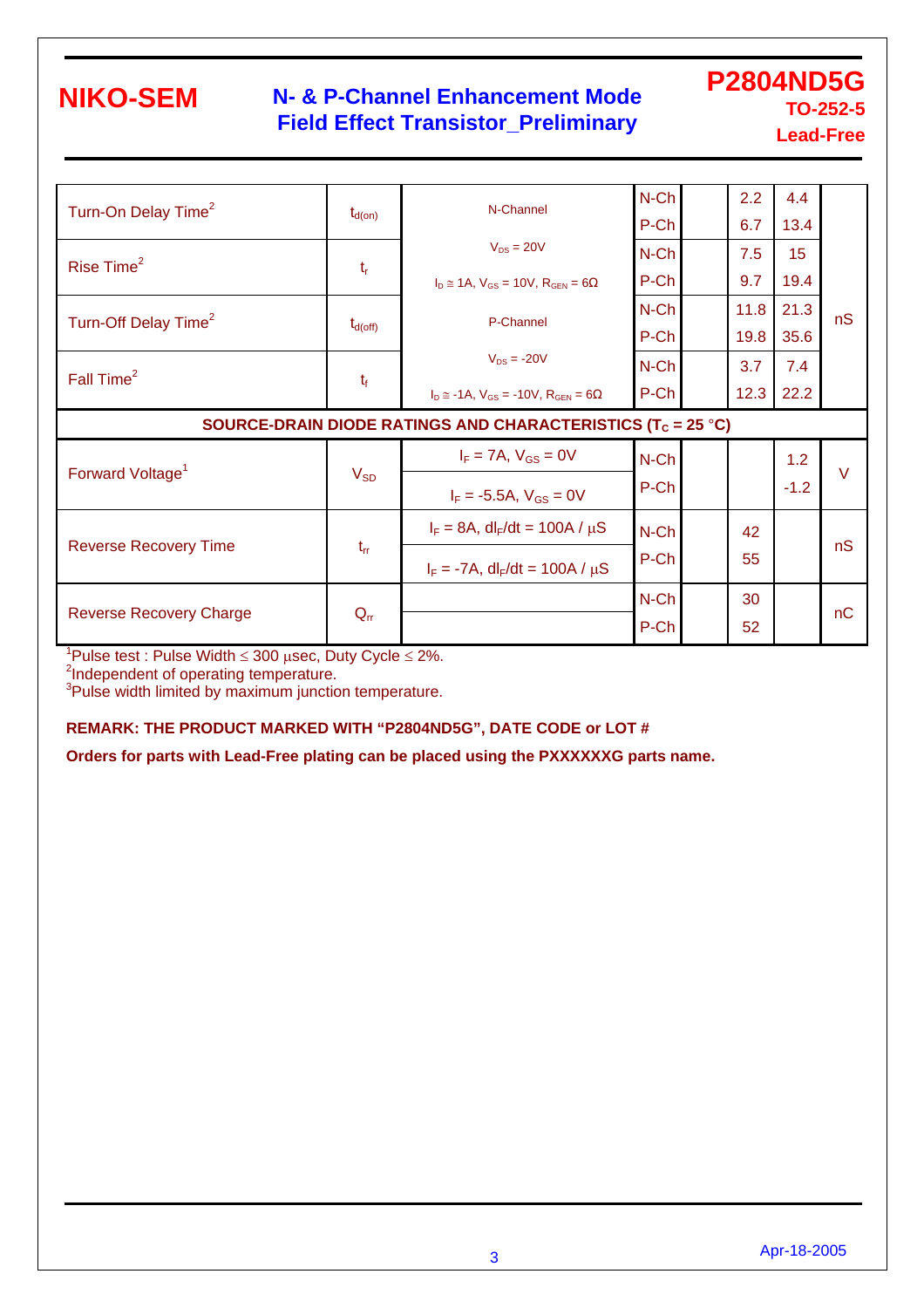| Parameter | Symbol | Test Conditions | | Min | Typ | Max | Unit |
|---|---|---|---|---|---|---|---|
| Turn-On Delay Time[2] | $t_{d(on)}$ | N-Channel | N-Ch | | 2.2 | 4.4 | nS |
| | | | P-Ch | | 6.7 | 13.4 | |
| Rise Time[2] | $t_r$ | $V_{DS}$ = 20V | N-Ch | | 7.5 | 15 | |
| | | $I_D \cong$ 1A, $V_{GS}$ = 10V, $R_{GEN}$ = 6Ω | P-Ch | | 9.7 | 19.4 | |
| Turn-Off Delay Time[2] | $t_{d(off)}$ | P-Channel | N-Ch | | 11.8 | 21.3 | |
| | | | P-Ch | | 19.8 | 35.6 | |
| Fall Time[2] | $t_f$ | $V_{DS}$ = -20V | N-Ch | | 3.7 | 7.4 | |
| | | $I_D \cong$ -1A, $V_{GS}$ = -10V, $R_{GEN}$ = 6Ω | P-Ch | | 12.3 | 22.2 | |
| **SOURCE-DRAIN DIODE RATINGS AND CHARACTERISTICS ($T_C$ = 25 °C)** | | | | | | | |
| Forward Voltage[1] | $V_{SD}$ | $I_F$ = 7A, $V_{GS}$ = 0V | N-Ch | | | 1.2 | V |
| | | $I_F$ = -5.5A, $V_{GS}$ = 0V | P-Ch | | | -1.2 | |
| Reverse Recovery Time | $t_{rr}$ | $I_F$ = 8A, $dI_F/dt$ = 100A / µS | N-Ch | | 42 | | nS |
| | | $I_F$ = -7A, $dI_F/dt$ = 100A / µS | P-Ch | | 55 | | |
| Reverse Recovery Charge | $Q_{rr}$ | | N-Ch | | 30 | | nC |
| | | | P-Ch | | 52 | | |

[1]Pulse test : Pulse Width ≤ 300 µsec, Duty Cycle ≤ 2%.
[2]Independent of operating temperature.
[3]Pulse width limited by maximum junction temperature.

**REMARK: THE PRODUCT MARKED WITH "P2804ND5G", DATE CODE or LOT #**

**Orders for parts with Lead-Free plating can be placed using the PXXXXXXG parts name.**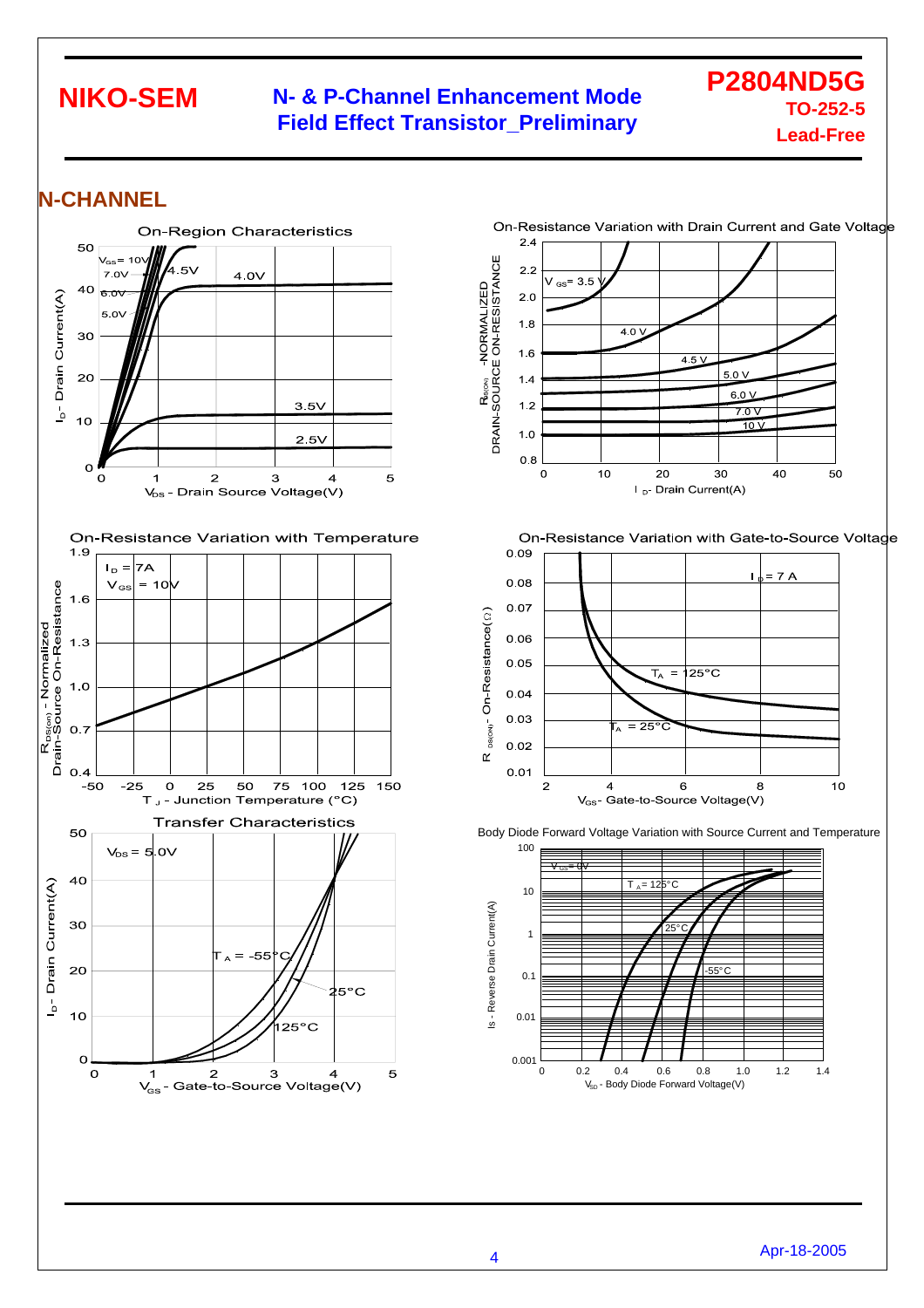# NIKO-SEM

## N- & P-Channel Enhancement Mode Field Effect Transistor_Preliminary

**P2804ND5G**
**TO-252-5**
**Lead-Free**

## N-CHANNEL

On-Region Characteristics

On-Resistance Variation with Drain Current and Gate Voltage

On-Resistance Variation with Temperature

On-Resistance Variation with Gate-to-Source Voltage

Transfer Characteristics

Body Diode Forward Voltage Variation with Source Current and Temperature

Apr-18-2005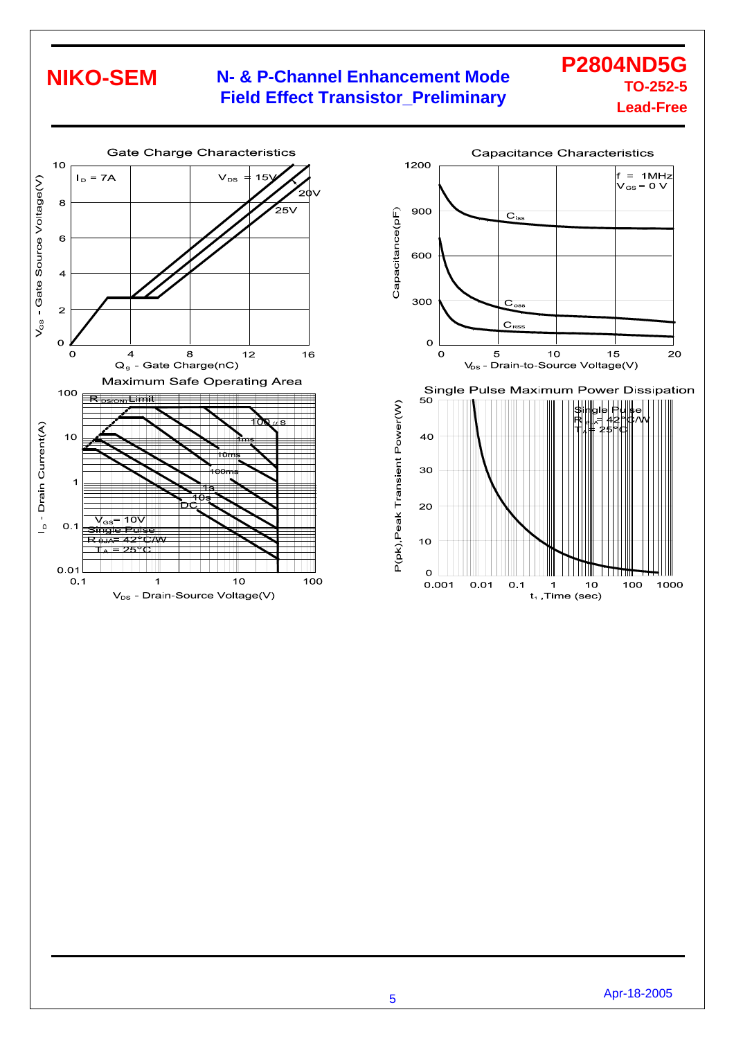## Gate Charge Characteristics

$I_D$ = 7A

$V_{DS}$ = 15V, 20V, 25V

$V_{GS}$ - Gate Source Voltage(V)

$Q_g$ - Gate Charge(nC)

## Capacitance Characteristics

f = 1MHz
$V_{GS}$ = 0 V

$C_{iss}$, $C_{oss}$, $C_{RSS}$

Capacitance(pF)

$V_{DS}$ - Drain-to-Source Voltage(V)

## Maximum Safe Operating Area

$R_{DS(ON)}$ Limit

100 $\mu$s, 1ms, 10ms, 100ms, 1s, 10s, DC

$V_{GS}$= 10V
Single Pulse
$R_{\theta JA}$= 42°C/W
$T_A$ = 25°C

$I_D$ - Drain Current(A)

$V_{DS}$ - Drain-Source Voltage(V)

## Single Pulse Maximum Power Dissipation

Single Pulse
$R_{\theta JA}$ = 42°C/W
$T_A$ = 25°C

P(pk),Peak Transient Power(W)

$t_1$ ,Time (sec)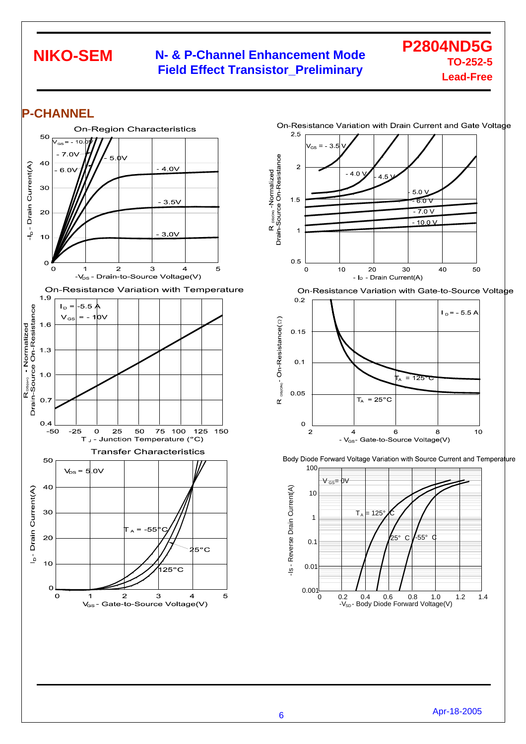**NIKO-SEM**

**N- & P-Channel Enhancement Mode Field Effect Transistor_Preliminary**

**P2804ND5G**
**TO-252-5**
**Lead-Free**

## P-CHANNEL

On-Region Characteristics

On-Resistance Variation with Drain Current and Gate Voltage

On-Resistance Variation with Temperature

On-Resistance Variation with Gate-to-Source Voltage

Transfer Characteristics

Body Diode Forward Voltage Variation with Source Current and Temperature

Apr-18-2005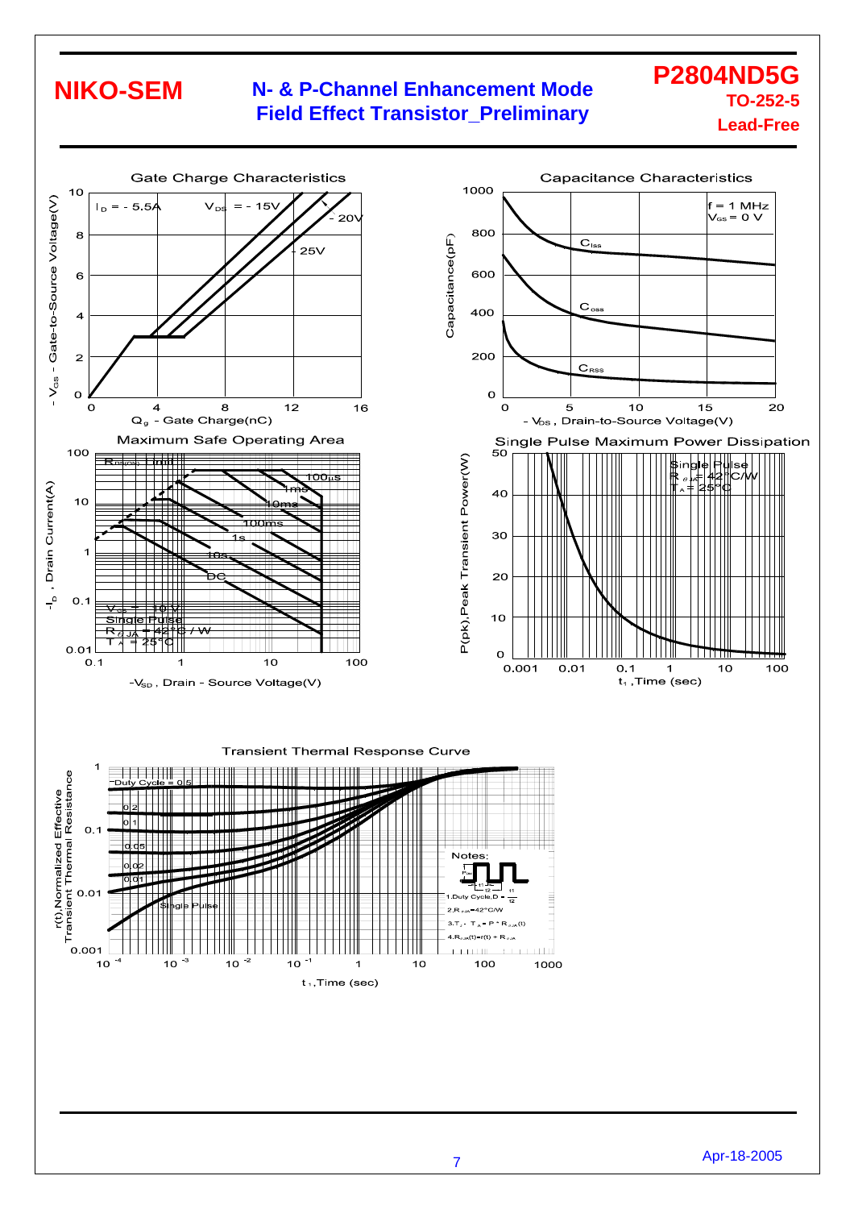NIKO-SEM

# N- & P-Channel Enhancement Mode Field Effect Transistor_Preliminary

**P2804ND5G**
**TO-252-5**
**Lead-Free**

Gate Charge Characteristics

$I_D$ = - 5.5A
$V_{DS}$ = - 15V
- 20V
- 25V

- $V_{GS}$ - Gate-to-Source Voltage(V)

$Q_g$ - Gate Charge(nC)

Capacitance Characteristics

f = 1 MHz
$V_{GS}$ = 0 V

$C_{iss}$
$C_{oss}$
$C_{RSS}$

Capacitance(pF)

- $V_{DS}$ , Drain-to-Source Voltage(V)

Maximum Safe Operating Area

$R_{DS(ON)}$ Limit
100µs
1ms
10ms
100ms
1s
10s
DC

$V_{GS}$ = -10V
Single Pulse
$R_{\theta JA}$ = 42°C / W
$T_A$ = 25°C

-$I_D$ , Drain Current(A)

-$V_{SD}$ , Drain - Source Voltage(V)

Single Pulse Maximum Power Dissipation

Single Pulse
$R_{\theta JA}$ = 42°C/W
$T_A$ = 25°C

P(pk),Peak Transient Power(W)

$t_1$ ,Time (sec)

Transient Thermal Response Curve

Duty Cycle = 0.5
0.2
0.1
0.05
0.02
0.01
Single Pulse

Notes:

1.Duty Cycle,D = $\frac{t_1}{t_2}$
2.$R_{\theta JA}$=42°C/W
3.$T_J$ - $T_A$ = P * $R_{\theta JA}(t)$
4.$R_{\theta JA}(t)$=r(t) * $R_{\theta JA}$

r(t),Normalized Effective Transient Thermal Resistance

$t_1$ ,Time (sec)

Apr-18-2005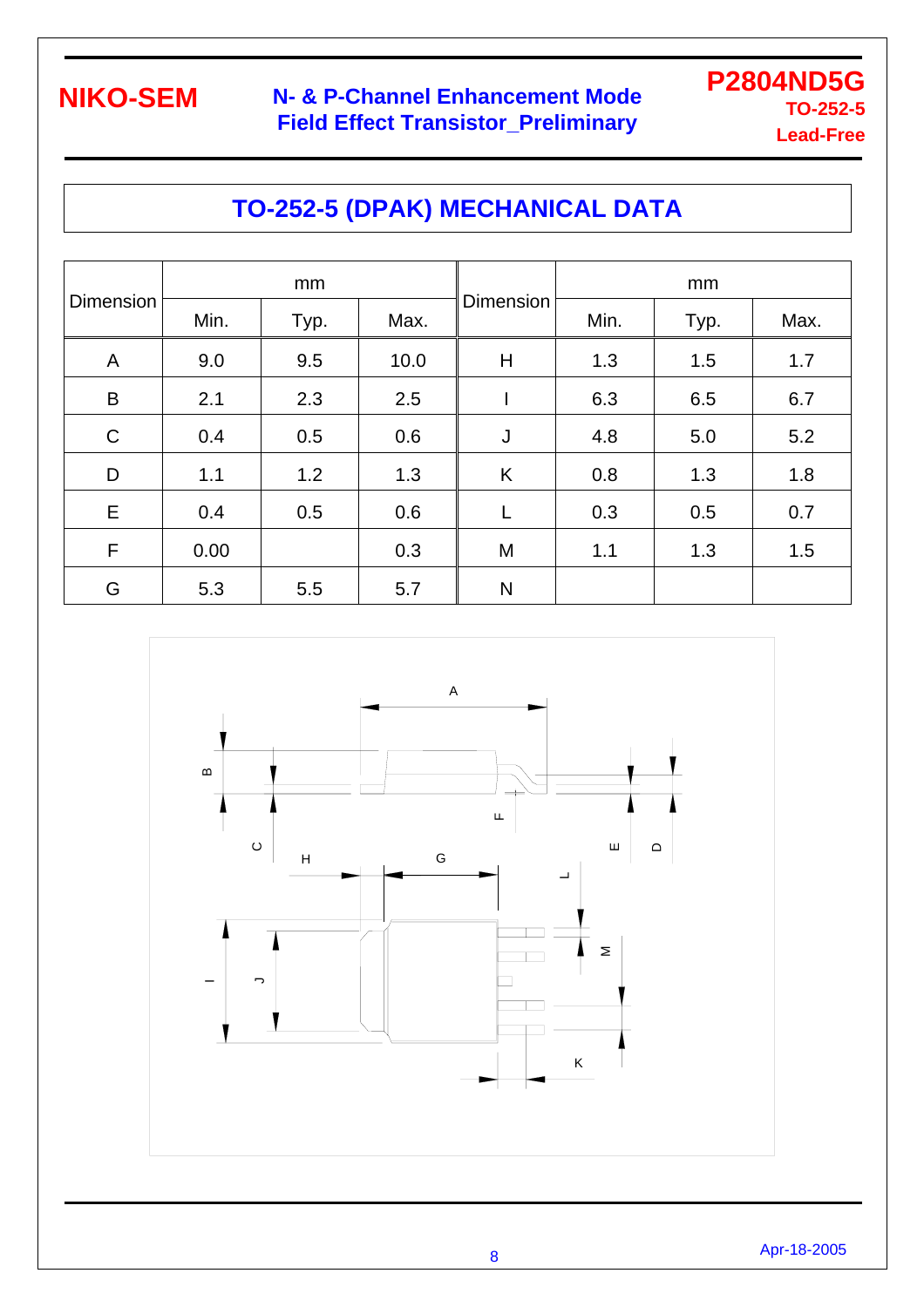# TO-252-5 (DPAK) MECHANICAL DATA

| Dimension | mm | | | Dimension | mm | | |
|---|---|---|---|---|---|---|---|
| | Min. | Typ. | Max. | | Min. | Typ. | Max. |
| A | 9.0 | 9.5 | 10.0 | H | 1.3 | 1.5 | 1.7 |
| B | 2.1 | 2.3 | 2.5 | I | 6.3 | 6.5 | 6.7 |
| C | 0.4 | 0.5 | 0.6 | J | 4.8 | 5.0 | 5.2 |
| D | 1.1 | 1.2 | 1.3 | K | 0.8 | 1.3 | 1.8 |
| E | 0.4 | 0.5 | 0.6 | L | 0.3 | 0.5 | 0.7 |
| F | 0.00 | | 0.3 | M | 1.1 | 1.3 | 1.5 |
| G | 5.3 | 5.5 | 5.7 | N | | | |

A
B
C
F
E
D
H
G
L
M
I
J
K